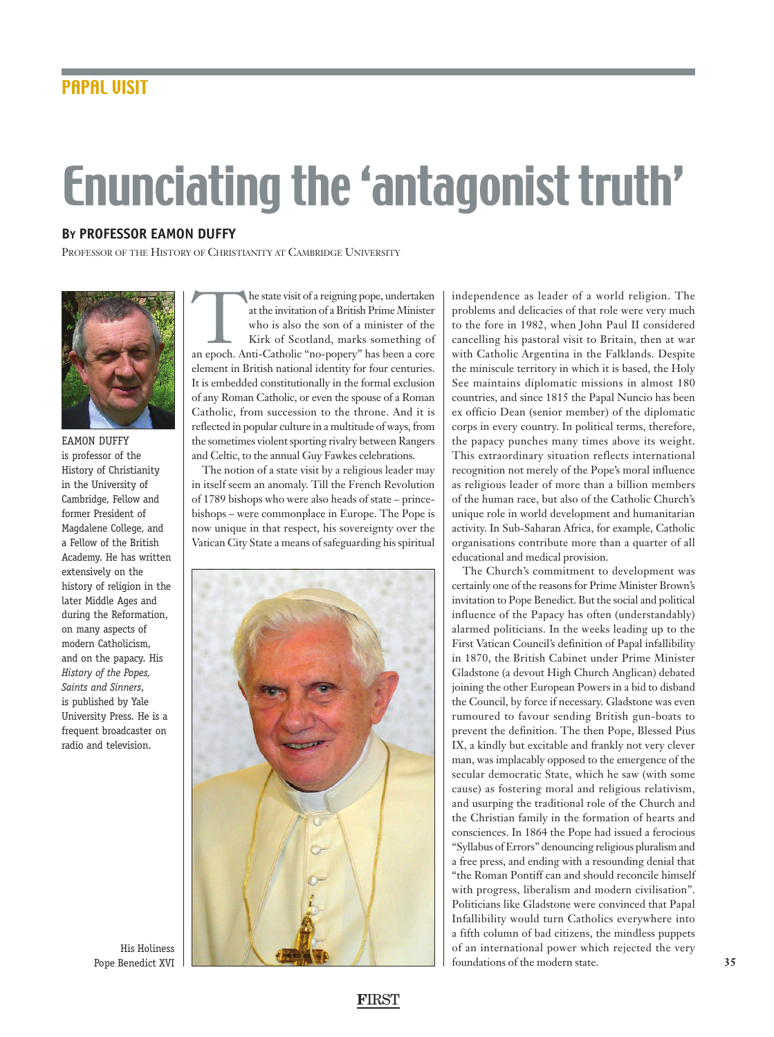# Enunciating the 'antagonist truth'

**By PROFESSOR EAMON DUFFY**

PROFESSOR OF THE HISTORY OF CHRISTIANITY AT CAMBRIDGE UNIVERSITY

EAMON DUFFY is professor of the History of Christianity in the University of Cambridge, Fellow and former President of Magdalene College, and a Fellow of the British Academy. He has written extensively on the history of religion in the later Middle Ages and during the Reformation, on many aspects of modern Catholicism, and on the papacy. His *History of the Popes, Saints and Sinners*, is published by Yale University Press. He is a frequent broadcaster on radio and television.

The state visit of a reigning pope, undertaken at the invitation of a British Prime Minister who is also the son of a minister of the Kirk of Scotland, marks something of an epoch. Anti-Catholic "no-popery" has been a core element in British national identity for four centuries. It is embedded constitutionally in the formal exclusion of any Roman Catholic, or even the spouse of a Roman Catholic, from succession to the throne. And it is reflected in popular culture in a multitude of ways, from the sometimes violent sporting rivalry between Rangers and Celtic, to the annual Guy Fawkes celebrations.

The notion of a state visit by a religious leader may in itself seem an anomaly. Till the French Revolution of 1789 bishops who were also heads of state – prince-bishops – were commonplace in Europe. The Pope is now unique in that respect, his sovereignty over the Vatican City State a means of safeguarding his spiritual independence as leader of a world religion. The problems and delicacies of that role were very much to the fore in 1982, when John Paul II considered cancelling his pastoral visit to Britain, then at war with Catholic Argentina in the Falklands. Despite the miniscule territory in which it is based, the Holy See maintains diplomatic missions in almost 180 countries, and since 1815 the Papal Nuncio has been ex officio Dean (senior member) of the diplomatic corps in every country. In political terms, therefore, the papacy punches many times above its weight. This extraordinary situation reflects international recognition not merely of the Pope's moral influence as religious leader of more than a billion members of the human race, but also of the Catholic Church's unique role in world development and humanitarian activity. In Sub-Saharan Africa, for example, Catholic organisations contribute more than a quarter of all educational and medical provision.

His Holiness Pope Benedict XVI

The Church's commitment to development was certainly one of the reasons for Prime Minister Brown's invitation to Pope Benedict. But the social and political influence of the Papacy has often (understandably) alarmed politicians. In the weeks leading up to the First Vatican Council's definition of Papal infallibility in 1870, the British Cabinet under Prime Minister Gladstone (a devout High Church Anglican) debated joining the other European Powers in a bid to disband the Council, by force if necessary. Gladstone was even rumoured to favour sending British gun-boats to prevent the definition. The then Pope, Blessed Pius IX, a kindly but excitable and frankly not very clever man, was implacably opposed to the emergence of the secular democratic State, which he saw (with some cause) as fostering moral and religious relativism, and usurping the traditional role of the Church and the Christian family in the formation of hearts and consciences. In 1864 the Pope had issued a ferocious "Syllabus of Errors" denouncing religious pluralism and a free press, and ending with a resounding denial that "the Roman Pontiff can and should reconcile himself with progress, liberalism and modern civilisation". Politicians like Gladstone were convinced that Papal Infallibility would turn Catholics everywhere into a fifth column of bad citizens, the mindless puppets of an international power which rejected the very foundations of the modern state.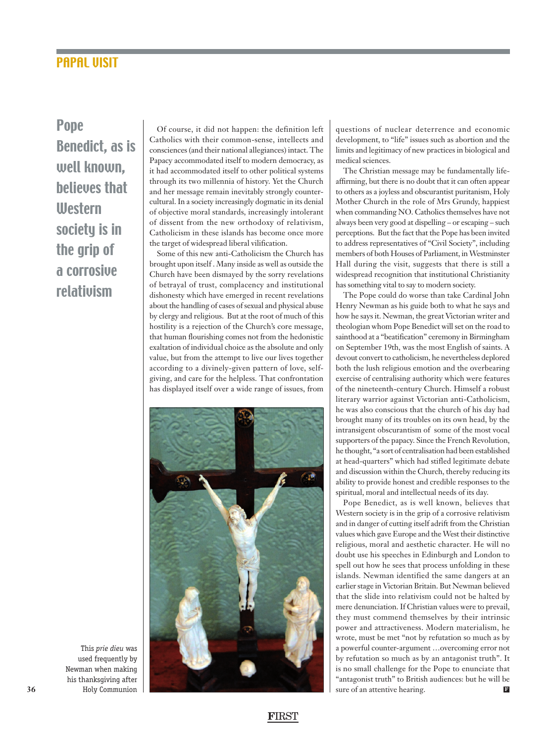> **Pope Benedict, as is well known, believes that Western society is in the grip of a corrosive relativism**

Of course, it did not happen: the definition left Catholics with their common-sense, intellects and consciences (and their national allegiances) intact. The Papacy accommodated itself to modern democracy, as it had accommodated itself to other political systems through its two millennia of history. Yet the Church and her message remain inevitably strongly counter-cultural. In a society increasingly dogmatic in its denial of objective moral standards, increasingly intolerant of dissent from the new orthodoxy of relativism, Catholicism in these islands has become once more the target of widespread liberal vilification.

Some of this new anti-Catholicism the Church has brought upon itself . Many inside as well as outside the Church have been dismayed by the sorry revelations of betrayal of trust, complacency and institutional dishonesty which have emerged in recent revelations about the handling of cases of sexual and physical abuse by clergy and religious. But at the root of much of this hostility is a rejection of the Church's core message, that human flourishing comes not from the hedonistic exaltation of individual choice as the absolute and only value, but from the attempt to live our lives together according to a divinely-given pattern of love, self-giving, and care for the helpless. That confrontation has displayed itself over a wide range of issues, from questions of nuclear deterrence and economic development, to "life" issues such as abortion and the limits and legitimacy of new practices in biological and medical sciences.

This *prie dieu* was used frequently by Newman when making his thanksgiving after Holy Communion

The Christian message may be fundamentally life-affirming, but there is no doubt that it can often appear to others as a joyless and obscurantist puritanism, Holy Mother Church in the role of Mrs Grundy, happiest when commanding NO. Catholics themselves have not always been very good at dispelling – or escaping – such perceptions. But the fact that the Pope has been invited to address representatives of "Civil Society", including members of both Houses of Parliament, in Westminster Hall during the visit, suggests that there is still a widespread recognition that institutional Christianity has something vital to say to modern society.

The Pope could do worse than take Cardinal John Henry Newman as his guide both to what he says and how he says it. Newman, the great Victorian writer and theologian whom Pope Benedict will set on the road to sainthood at a "beatification" ceremony in Birmingham on September 19th, was the most English of saints. A devout convert to catholicism, he nevertheless deplored both the lush religious emotion and the overbearing exercise of centralising authority which were features of the nineteenth-century Church. Himself a robust literary warrior against Victorian anti-Catholicism, he was also conscious that the church of his day had brought many of its troubles on its own head, by the intransigent obscurantism of some of the most vocal supporters of the papacy. Since the French Revolution, he thought, "a sort of centralisation had been established at head-quarters" which had stifled legitimate debate and discussion within the Church, thereby reducing its ability to provide honest and credible responses to the spiritual, moral and intellectual needs of its day.

Pope Benedict, as is well known, believes that Western society is in the grip of a corrosive relativism and in danger of cutting itself adrift from the Christian values which gave Europe and the West their distinctive religious, moral and aesthetic character. He will no doubt use his speeches in Edinburgh and London to spell out how he sees that process unfolding in these islands. Newman identified the same dangers at an earlier stage in Victorian Britain. But Newman believed that the slide into relativism could not be halted by mere denunciation. If Christian values were to prevail, they must commend themselves by their intrinsic power and attractiveness. Modern materialism, he wrote, must be met "not by refutation so much as by a powerful counter-argument …overcoming error not by refutation so much as by an antagonist truth". It is no small challenge for the Pope to enunciate that "antagonist truth" to British audiences: but he will be sure of an attentive hearing.